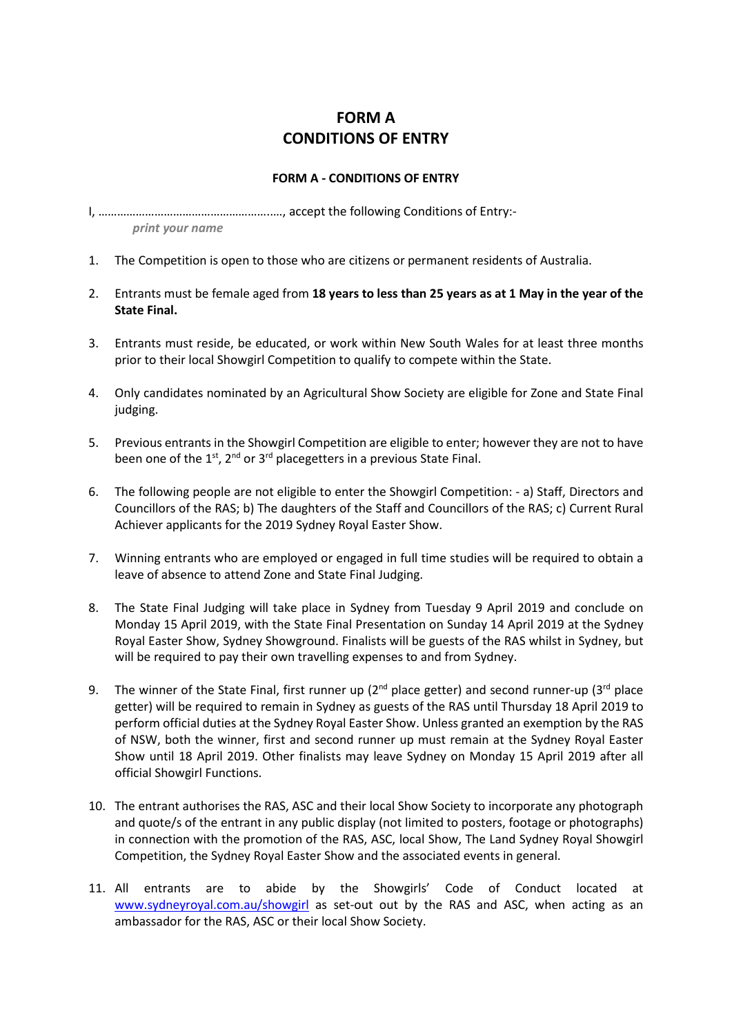# FORM A
# CONDITIONS OF ENTRY

**FORM A - CONDITIONS OF ENTRY**

I, ………………………………………………..…, accept the following Conditions of Entry:-
*print your name*

1. The Competition is open to those who are citizens or permanent residents of Australia.
2. Entrants must be female aged from **18 years to less than 25 years as at 1 May in the year of the State Final.**
3. Entrants must reside, be educated, or work within New South Wales for at least three months prior to their local Showgirl Competition to qualify to compete within the State.
4. Only candidates nominated by an Agricultural Show Society are eligible for Zone and State Final judging.
5. Previous entrants in the Showgirl Competition are eligible to enter; however they are not to have been one of the 1st, 2nd or 3rd placegetters in a previous State Final.
6. The following people are not eligible to enter the Showgirl Competition: - a) Staff, Directors and Councillors of the RAS; b) The daughters of the Staff and Councillors of the RAS; c) Current Rural Achiever applicants for the 2019 Sydney Royal Easter Show.
7. Winning entrants who are employed or engaged in full time studies will be required to obtain a leave of absence to attend Zone and State Final Judging.
8. The State Final Judging will take place in Sydney from Tuesday 9 April 2019 and conclude on Monday 15 April 2019, with the State Final Presentation on Sunday 14 April 2019 at the Sydney Royal Easter Show, Sydney Showground. Finalists will be guests of the RAS whilst in Sydney, but will be required to pay their own travelling expenses to and from Sydney.
9. The winner of the State Final, first runner up (2nd place getter) and second runner-up (3rd place getter) will be required to remain in Sydney as guests of the RAS until Thursday 18 April 2019 to perform official duties at the Sydney Royal Easter Show. Unless granted an exemption by the RAS of NSW, both the winner, first and second runner up must remain at the Sydney Royal Easter Show until 18 April 2019. Other finalists may leave Sydney on Monday 15 April 2019 after all official Showgirl Functions.
10. The entrant authorises the RAS, ASC and their local Show Society to incorporate any photograph and quote/s of the entrant in any public display (not limited to posters, footage or photographs) in connection with the promotion of the RAS, ASC, local Show, The Land Sydney Royal Showgirl Competition, the Sydney Royal Easter Show and the associated events in general.
11. All entrants are to abide by the Showgirls' Code of Conduct located at www.sydneyroyal.com.au/showgirl as set-out out by the RAS and ASC, when acting as an ambassador for the RAS, ASC or their local Show Society.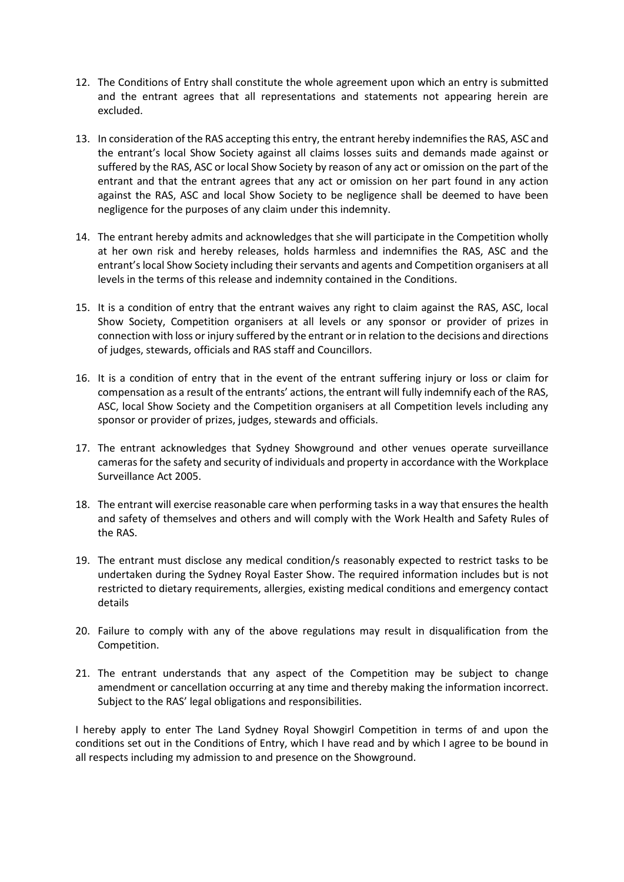12. The Conditions of Entry shall constitute the whole agreement upon which an entry is submitted and the entrant agrees that all representations and statements not appearing herein are excluded.

13. In consideration of the RAS accepting this entry, the entrant hereby indemnifies the RAS, ASC and the entrant's local Show Society against all claims losses suits and demands made against or suffered by the RAS, ASC or local Show Society by reason of any act or omission on the part of the entrant and that the entrant agrees that any act or omission on her part found in any action against the RAS, ASC and local Show Society to be negligence shall be deemed to have been negligence for the purposes of any claim under this indemnity.

14. The entrant hereby admits and acknowledges that she will participate in the Competition wholly at her own risk and hereby releases, holds harmless and indemnifies the RAS, ASC and the entrant's local Show Society including their servants and agents and Competition organisers at all levels in the terms of this release and indemnity contained in the Conditions.

15. It is a condition of entry that the entrant waives any right to claim against the RAS, ASC, local Show Society, Competition organisers at all levels or any sponsor or provider of prizes in connection with loss or injury suffered by the entrant or in relation to the decisions and directions of judges, stewards, officials and RAS staff and Councillors.

16. It is a condition of entry that in the event of the entrant suffering injury or loss or claim for compensation as a result of the entrants' actions, the entrant will fully indemnify each of the RAS, ASC, local Show Society and the Competition organisers at all Competition levels including any sponsor or provider of prizes, judges, stewards and officials.

17. The entrant acknowledges that Sydney Showground and other venues operate surveillance cameras for the safety and security of individuals and property in accordance with the Workplace Surveillance Act 2005.

18. The entrant will exercise reasonable care when performing tasks in a way that ensures the health and safety of themselves and others and will comply with the Work Health and Safety Rules of the RAS.

19. The entrant must disclose any medical condition/s reasonably expected to restrict tasks to be undertaken during the Sydney Royal Easter Show. The required information includes but is not restricted to dietary requirements, allergies, existing medical conditions and emergency contact details

20. Failure to comply with any of the above regulations may result in disqualification from the Competition.

21. The entrant understands that any aspect of the Competition may be subject to change amendment or cancellation occurring at any time and thereby making the information incorrect. Subject to the RAS' legal obligations and responsibilities.

I hereby apply to enter The Land Sydney Royal Showgirl Competition in terms of and upon the conditions set out in the Conditions of Entry, which I have read and by which I agree to be bound in all respects including my admission to and presence on the Showground.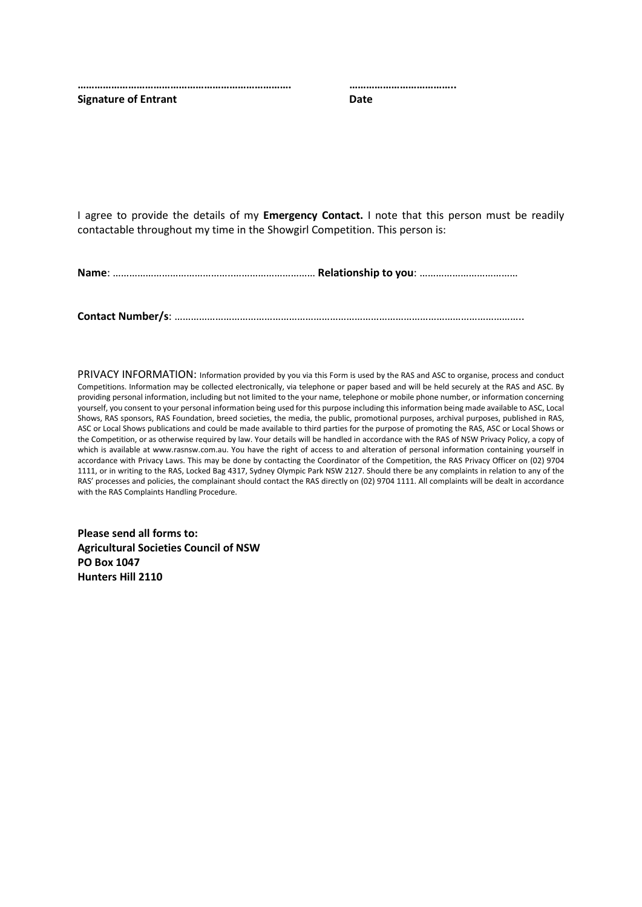**………………………………………………………………**　　　　　　**………………………………..**

**Signature of Entrant**　　　　　　　　　　　　　　**Date**

I agree to provide the details of my **Emergency Contact.** I note that this person must be readily contactable throughout my time in the Showgirl Competition. This person is:

**Name**: ………………………………………………………………… **Relationship to you**: ………………………………

**Contact Number/s**: ……………………………………………………………………………………………………………..

PRIVACY INFORMATION: Information provided by you via this Form is used by the RAS and ASC to organise, process and conduct Competitions. Information may be collected electronically, via telephone or paper based and will be held securely at the RAS and ASC. By providing personal information, including but not limited to the your name, telephone or mobile phone number, or information concerning yourself, you consent to your personal information being used for this purpose including this information being made available to ASC, Local Shows, RAS sponsors, RAS Foundation, breed societies, the media, the public, promotional purposes, archival purposes, published in RAS, ASC or Local Shows publications and could be made available to third parties for the purpose of promoting the RAS, ASC or Local Shows or the Competition, or as otherwise required by law. Your details will be handled in accordance with the RAS of NSW Privacy Policy, a copy of which is available at www.rasnsw.com.au. You have the right of access to and alteration of personal information containing yourself in accordance with Privacy Laws. This may be done by contacting the Coordinator of the Competition, the RAS Privacy Officer on (02) 9704 1111, or in writing to the RAS, Locked Bag 4317, Sydney Olympic Park NSW 2127. Should there be any complaints in relation to any of the RAS' processes and policies, the complainant should contact the RAS directly on (02) 9704 1111. All complaints will be dealt in accordance with the RAS Complaints Handling Procedure.

**Please send all forms to:**
**Agricultural Societies Council of NSW**
**PO Box 1047**
**Hunters Hill 2110**